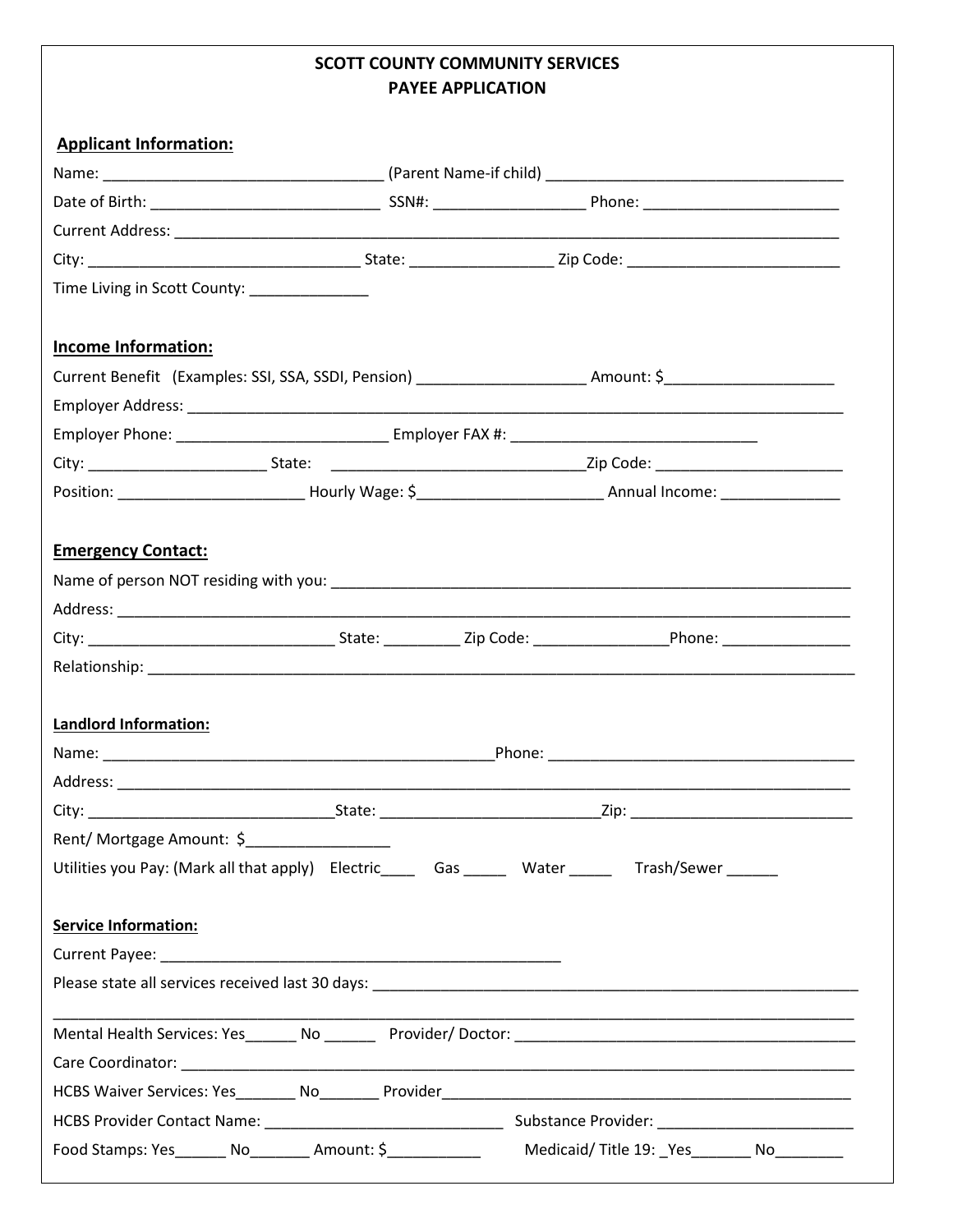**SCOTT COUNTY COMMUNITY SERVICES**
**PAYEE APPLICATION**

**Applicant Information:**

Name: ________________________________ (Parent Name-if child) __________________________________

Date of Birth: ___________________________ SSN#: _________________ Phone: _______________________

Current Address: ______________________________________________________________________________

City: ________________________________ State: ________________ Zip Code: ________________________

Time Living in Scott County: ______________

**Income Information:**

Current Benefit (Examples: SSI, SSA, SSDI, Pension) ___________________ Amount: $____________________

Employer Address: _____________________________________________________________________________

Employer Phone: _________________________ Employer FAX #: _____________________________

City: _____________________ State: ______________________________Zip Code: ______________________

Position: _____________________ Hourly Wage: $_____________________ Annual Income: ______________

**Emergency Contact:**

Name of person NOT residing with you: ______________________________________________________________

Address: _______________________________________________________________________________________

City: _____________________________ State: _________ Zip Code: _______________Phone: _______________

Relationship: ____________________________________________________________________________________

**Landlord Information:**

Name: _______________________________________________Phone: ____________________________________

Address: _______________________________________________________________________________________

City: _____________________________State: __________________________Zip: __________________________

Rent/ Mortgage Amount: $_________________

Utilities you Pay: (Mark all that apply) Electric____ Gas _____ Water _____ Trash/Sewer ______

**Service Information:**

Current Payee: _______________________________________________

Please state all services received last 30 days: ___________________________________________________________

_____________________________________________________________________________________________

Mental Health Services: Yes______ No ______ Provider/ Doctor: ________________________________________

Care Coordinator: _______________________________________________________________________________

HCBS Waiver Services: Yes_______ No_______ Provider__________________________________________________

HCBS Provider Contact Name: ____________________________ Substance Provider: _______________________

Food Stamps: Yes______ No_______ Amount: $___________ Medicaid/ Title 19: _Yes_______ No________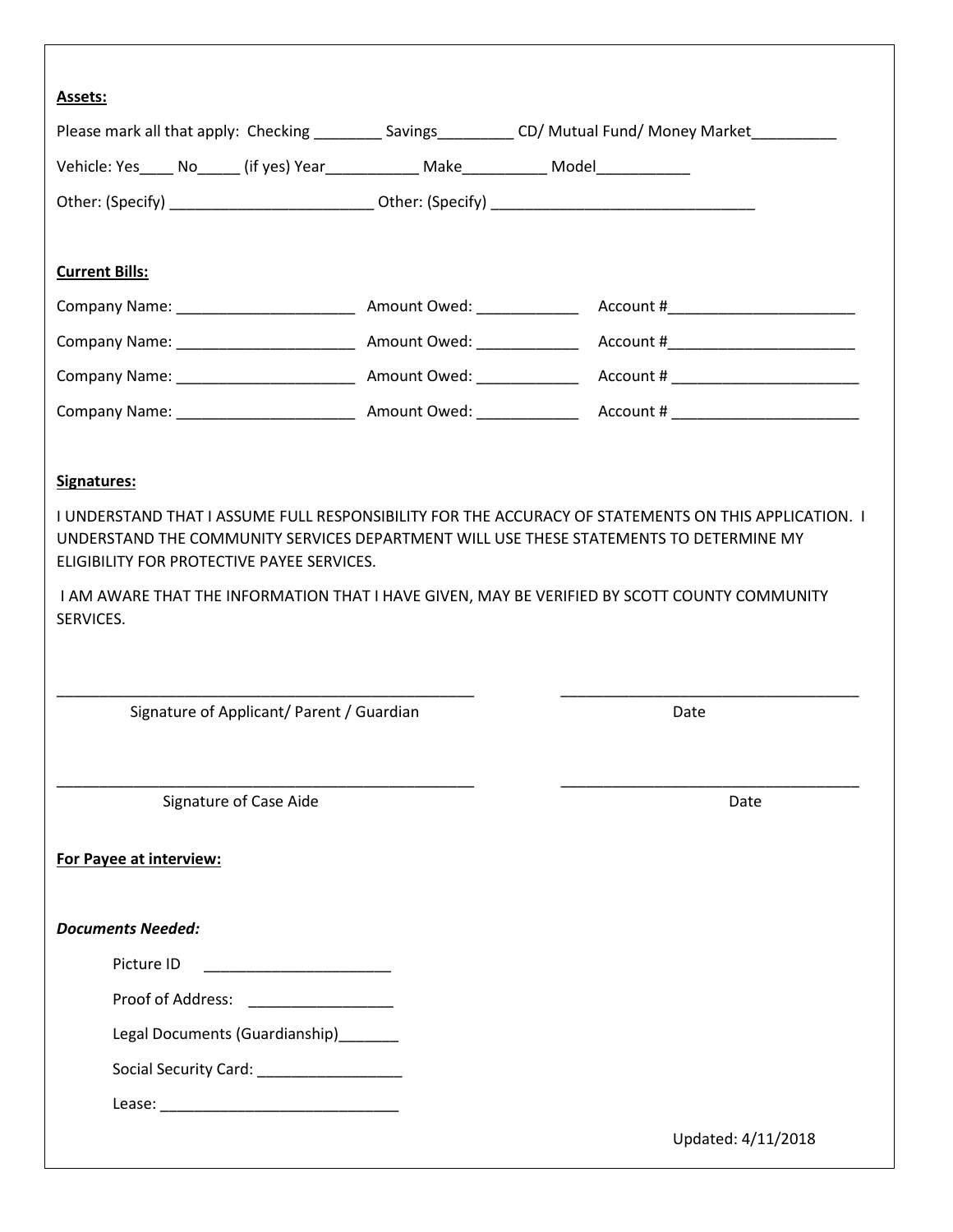**Assets:**

Please mark all that apply: Checking ________ Savings_________ CD/ Mutual Fund/ Money Market__________

Vehicle: Yes____ No_____ (if yes) Year___________ Make__________ Model___________

Other: (Specify) ________________________ Other: (Specify) ______________________________

**Current Bills:**

Company Name: _____________________ Amount Owed: ____________ Account #______________________

Company Name: _____________________ Amount Owed: ____________ Account #______________________

Company Name: _____________________ Amount Owed: ____________ Account # ______________________

Company Name: _____________________ Amount Owed: ____________ Account # ______________________

**Signatures:**

I UNDERSTAND THAT I ASSUME FULL RESPONSIBILITY FOR THE ACCURACY OF STATEMENTS ON THIS APPLICATION. I UNDERSTAND THE COMMUNITY SERVICES DEPARTMENT WILL USE THESE STATEMENTS TO DETERMINE MY ELIGIBILITY FOR PROTECTIVE PAYEE SERVICES.

I AM AWARE THAT THE INFORMATION THAT I HAVE GIVEN, MAY BE VERIFIED BY SCOTT COUNTY COMMUNITY SERVICES.

__________________________________________________ ____________________________________

Signature of Applicant/ Parent / Guardian Date

__________________________________________________ ____________________________________

Signature of Case Aide Date

**For Payee at interview:**

***Documents Needed:***

Picture ID ______________________

Proof of Address: _________________

Legal Documents (Guardianship)_______

Social Security Card: _________________

Lease: ____________________________

Updated: 4/11/2018